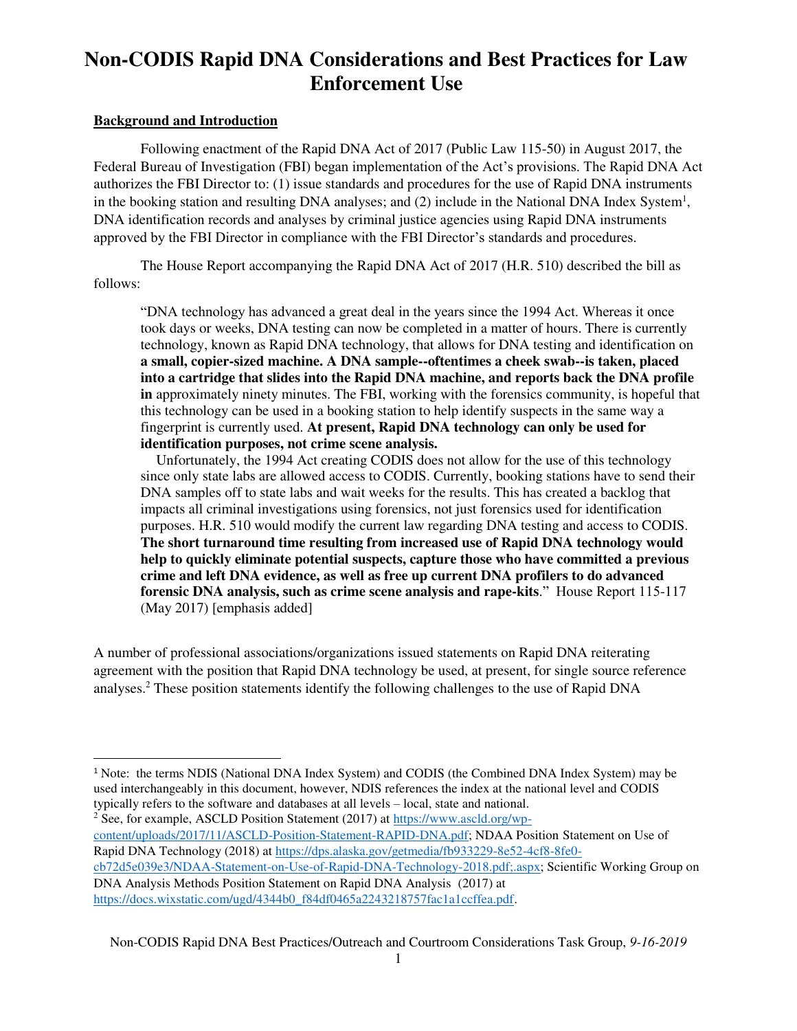# Non-CODIS Rapid DNA Considerations and Best Practices for Law Enforcement Use

**Background and Introduction**

Following enactment of the Rapid DNA Act of 2017 (Public Law 115-50) in August 2017, the Federal Bureau of Investigation (FBI) began implementation of the Act's provisions. The Rapid DNA Act authorizes the FBI Director to: (1) issue standards and procedures for the use of Rapid DNA instruments in the booking station and resulting DNA analyses; and (2) include in the National DNA Index System[1], DNA identification records and analyses by criminal justice agencies using Rapid DNA instruments approved by the FBI Director in compliance with the FBI Director's standards and procedures.

The House Report accompanying the Rapid DNA Act of 2017 (H.R. 510) described the bill as follows:

> "DNA technology has advanced a great deal in the years since the 1994 Act. Whereas it once took days or weeks, DNA testing can now be completed in a matter of hours. There is currently technology, known as Rapid DNA technology, that allows for DNA testing and identification on **a small, copier-sized machine. A DNA sample--oftentimes a cheek swab--is taken, placed into a cartridge that slides into the Rapid DNA machine, and reports back the DNA profile in** approximately ninety minutes. The FBI, working with the forensics community, is hopeful that this technology can be used in a booking station to help identify suspects in the same way a fingerprint is currently used. **At present, Rapid DNA technology can only be used for identification purposes, not crime scene analysis.**
>
> Unfortunately, the 1994 Act creating CODIS does not allow for the use of this technology since only state labs are allowed access to CODIS. Currently, booking stations have to send their DNA samples off to state labs and wait weeks for the results. This has created a backlog that impacts all criminal investigations using forensics, not just forensics used for identification purposes. H.R. 510 would modify the current law regarding DNA testing and access to CODIS. **The short turnaround time resulting from increased use of Rapid DNA technology would help to quickly eliminate potential suspects, capture those who have committed a previous crime and left DNA evidence, as well as free up current DNA profilers to do advanced forensic DNA analysis, such as crime scene analysis and rape-kits**." House Report 115-117 (May 2017) [emphasis added]

A number of professional associations/organizations issued statements on Rapid DNA reiterating agreement with the position that Rapid DNA technology be used, at present, for single source reference analyses.[2] These position statements identify the following challenges to the use of Rapid DNA

---

[1] Note: the terms NDIS (National DNA Index System) and CODIS (the Combined DNA Index System) may be used interchangeably in this document, however, NDIS references the index at the national level and CODIS typically refers to the software and databases at all levels – local, state and national.

[2] See, for example, ASCLD Position Statement (2017) at https://www.ascld.org/wp-content/uploads/2017/11/ASCLD-Position-Statement-RAPID-DNA.pdf; NDAA Position Statement on Use of Rapid DNA Technology (2018) at https://dps.alaska.gov/getmedia/fb933229-8e52-4cf8-8fe0-cb72d5e039e3/NDAA-Statement-on-Use-of-Rapid-DNA-Technology-2018.pdf;.aspx; Scientific Working Group on DNA Analysis Methods Position Statement on Rapid DNA Analysis (2017) at https://docs.wixstatic.com/ugd/4344b0_f84df0465a2243218757fac1a1ccffea.pdf.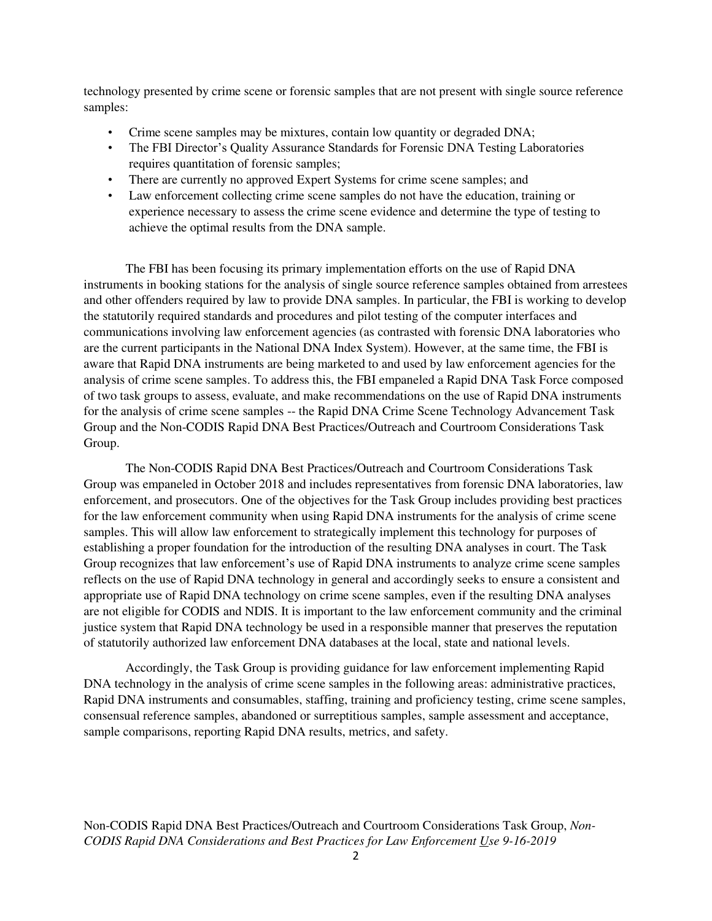technology presented by crime scene or forensic samples that are not present with single source reference samples:

- Crime scene samples may be mixtures, contain low quantity or degraded DNA;
- The FBI Director's Quality Assurance Standards for Forensic DNA Testing Laboratories requires quantitation of forensic samples;
- There are currently no approved Expert Systems for crime scene samples; and
- Law enforcement collecting crime scene samples do not have the education, training or experience necessary to assess the crime scene evidence and determine the type of testing to achieve the optimal results from the DNA sample.

The FBI has been focusing its primary implementation efforts on the use of Rapid DNA instruments in booking stations for the analysis of single source reference samples obtained from arrestees and other offenders required by law to provide DNA samples. In particular, the FBI is working to develop the statutorily required standards and procedures and pilot testing of the computer interfaces and communications involving law enforcement agencies (as contrasted with forensic DNA laboratories who are the current participants in the National DNA Index System). However, at the same time, the FBI is aware that Rapid DNA instruments are being marketed to and used by law enforcement agencies for the analysis of crime scene samples. To address this, the FBI empaneled a Rapid DNA Task Force composed of two task groups to assess, evaluate, and make recommendations on the use of Rapid DNA instruments for the analysis of crime scene samples -- the Rapid DNA Crime Scene Technology Advancement Task Group and the Non-CODIS Rapid DNA Best Practices/Outreach and Courtroom Considerations Task Group.

The Non-CODIS Rapid DNA Best Practices/Outreach and Courtroom Considerations Task Group was empaneled in October 2018 and includes representatives from forensic DNA laboratories, law enforcement, and prosecutors. One of the objectives for the Task Group includes providing best practices for the law enforcement community when using Rapid DNA instruments for the analysis of crime scene samples. This will allow law enforcement to strategically implement this technology for purposes of establishing a proper foundation for the introduction of the resulting DNA analyses in court. The Task Group recognizes that law enforcement's use of Rapid DNA instruments to analyze crime scene samples reflects on the use of Rapid DNA technology in general and accordingly seeks to ensure a consistent and appropriate use of Rapid DNA technology on crime scene samples, even if the resulting DNA analyses are not eligible for CODIS and NDIS. It is important to the law enforcement community and the criminal justice system that Rapid DNA technology be used in a responsible manner that preserves the reputation of statutorily authorized law enforcement DNA databases at the local, state and national levels.

Accordingly, the Task Group is providing guidance for law enforcement implementing Rapid DNA technology in the analysis of crime scene samples in the following areas: administrative practices, Rapid DNA instruments and consumables, staffing, training and proficiency testing, crime scene samples, consensual reference samples, abandoned or surreptitious samples, sample assessment and acceptance, sample comparisons, reporting Rapid DNA results, metrics, and safety.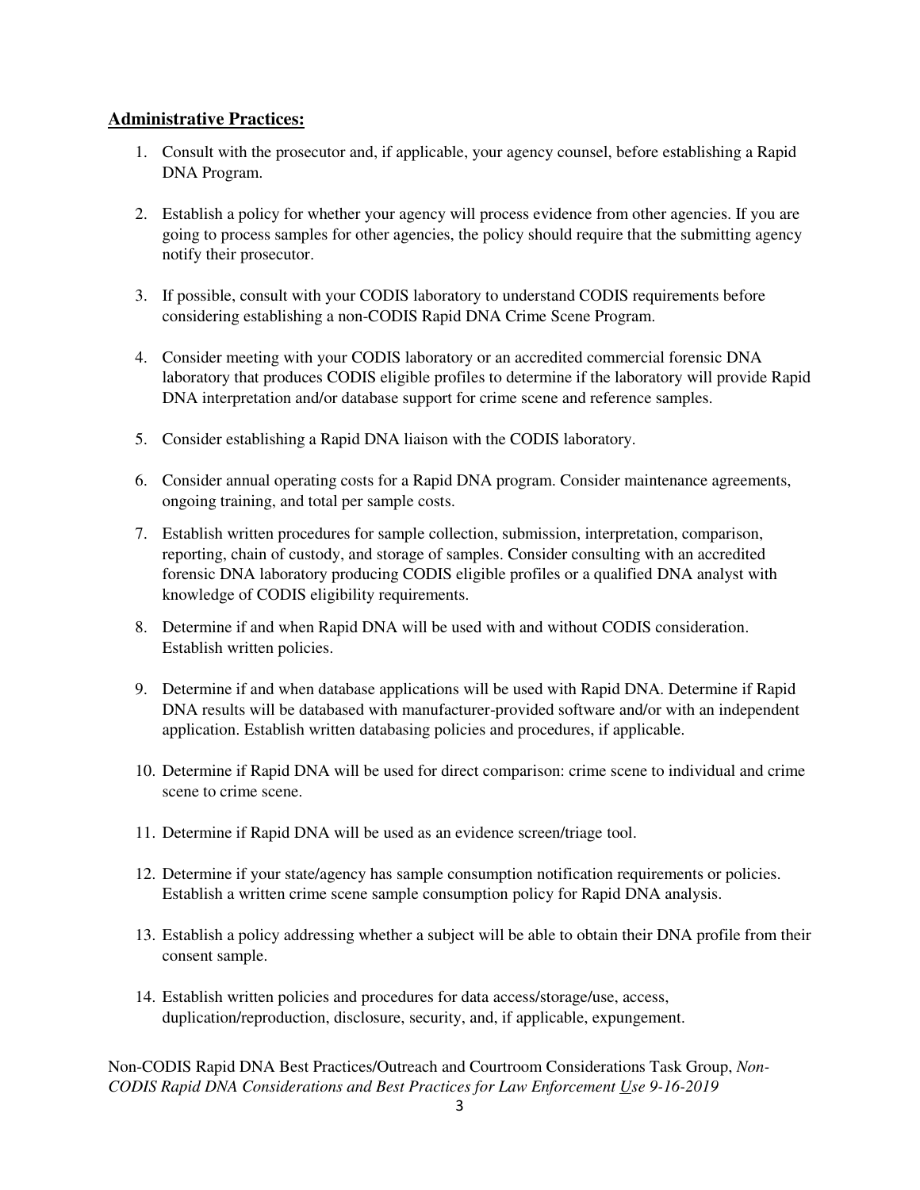**Administrative Practices:**

1. Consult with the prosecutor and, if applicable, your agency counsel, before establishing a Rapid DNA Program.

2. Establish a policy for whether your agency will process evidence from other agencies. If you are going to process samples for other agencies, the policy should require that the submitting agency notify their prosecutor.

3. If possible, consult with your CODIS laboratory to understand CODIS requirements before considering establishing a non-CODIS Rapid DNA Crime Scene Program.

4. Consider meeting with your CODIS laboratory or an accredited commercial forensic DNA laboratory that produces CODIS eligible profiles to determine if the laboratory will provide Rapid DNA interpretation and/or database support for crime scene and reference samples.

5. Consider establishing a Rapid DNA liaison with the CODIS laboratory.

6. Consider annual operating costs for a Rapid DNA program. Consider maintenance agreements, ongoing training, and total per sample costs.

7. Establish written procedures for sample collection, submission, interpretation, comparison, reporting, chain of custody, and storage of samples. Consider consulting with an accredited forensic DNA laboratory producing CODIS eligible profiles or a qualified DNA analyst with knowledge of CODIS eligibility requirements.

8. Determine if and when Rapid DNA will be used with and without CODIS consideration. Establish written policies.

9. Determine if and when database applications will be used with Rapid DNA. Determine if Rapid DNA results will be databased with manufacturer-provided software and/or with an independent application. Establish written databasing policies and procedures, if applicable.

10. Determine if Rapid DNA will be used for direct comparison: crime scene to individual and crime scene to crime scene.

11. Determine if Rapid DNA will be used as an evidence screen/triage tool.

12. Determine if your state/agency has sample consumption notification requirements or policies. Establish a written crime scene sample consumption policy for Rapid DNA analysis.

13. Establish a policy addressing whether a subject will be able to obtain their DNA profile from their consent sample.

14. Establish written policies and procedures for data access/storage/use, access, duplication/reproduction, disclosure, security, and, if applicable, expungement.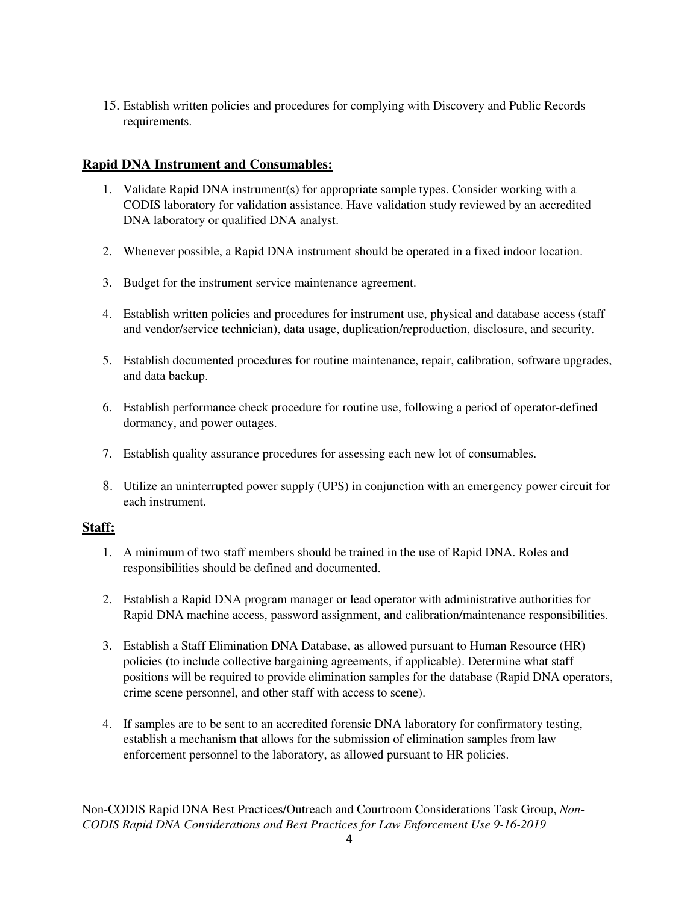15. Establish written policies and procedures for complying with Discovery and Public Records requirements.

**Rapid DNA Instrument and Consumables:**

1. Validate Rapid DNA instrument(s) for appropriate sample types. Consider working with a CODIS laboratory for validation assistance. Have validation study reviewed by an accredited DNA laboratory or qualified DNA analyst.

2. Whenever possible, a Rapid DNA instrument should be operated in a fixed indoor location.

3. Budget for the instrument service maintenance agreement.

4. Establish written policies and procedures for instrument use, physical and database access (staff and vendor/service technician), data usage, duplication/reproduction, disclosure, and security.

5. Establish documented procedures for routine maintenance, repair, calibration, software upgrades, and data backup.

6. Establish performance check procedure for routine use, following a period of operator-defined dormancy, and power outages.

7. Establish quality assurance procedures for assessing each new lot of consumables.

8. Utilize an uninterrupted power supply (UPS) in conjunction with an emergency power circuit for each instrument.

**Staff:**

1. A minimum of two staff members should be trained in the use of Rapid DNA. Roles and responsibilities should be defined and documented.

2. Establish a Rapid DNA program manager or lead operator with administrative authorities for Rapid DNA machine access, password assignment, and calibration/maintenance responsibilities.

3. Establish a Staff Elimination DNA Database, as allowed pursuant to Human Resource (HR) policies (to include collective bargaining agreements, if applicable). Determine what staff positions will be required to provide elimination samples for the database (Rapid DNA operators, crime scene personnel, and other staff with access to scene).

4. If samples are to be sent to an accredited forensic DNA laboratory for confirmatory testing, establish a mechanism that allows for the submission of elimination samples from law enforcement personnel to the laboratory, as allowed pursuant to HR policies.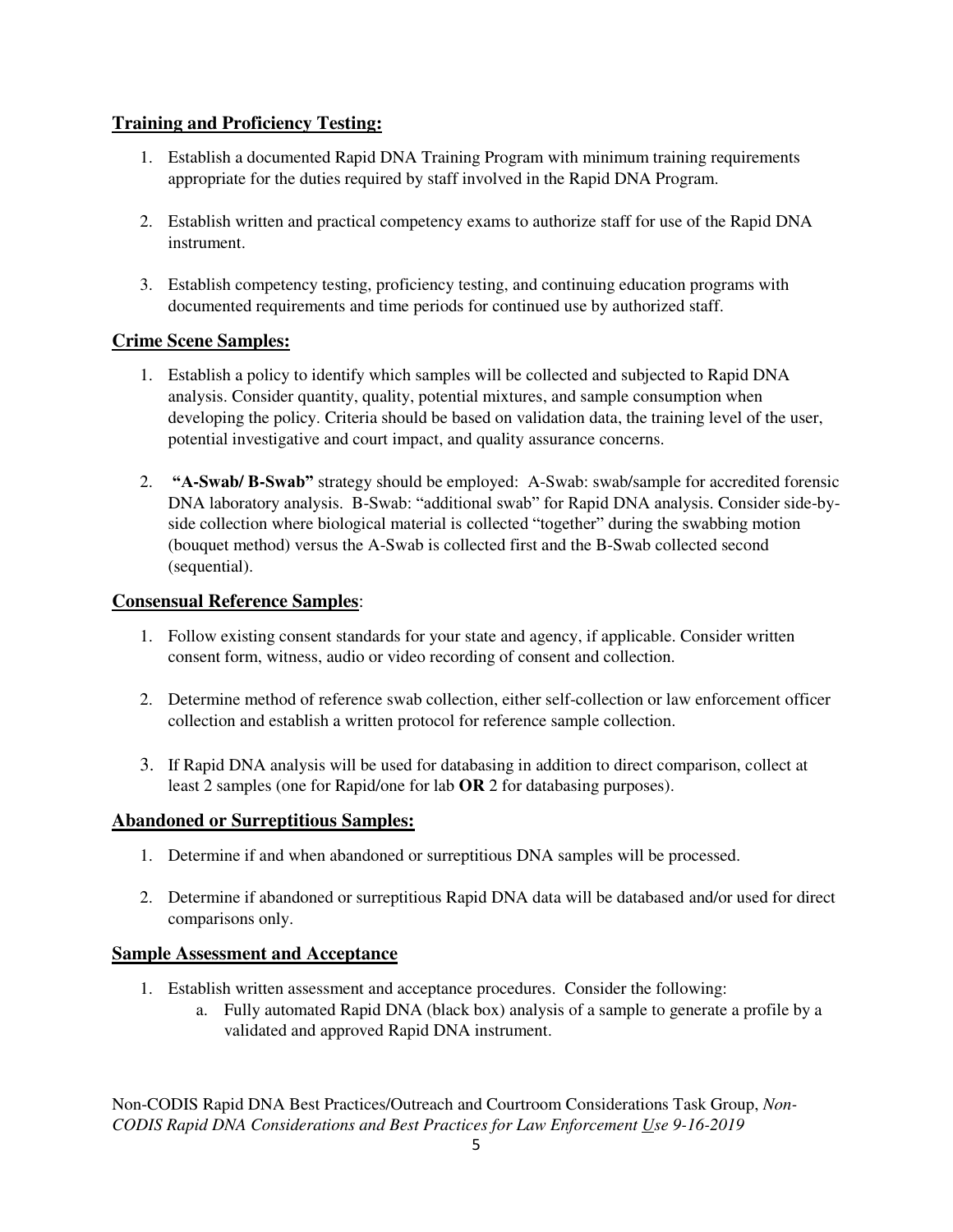## Training and Proficiency Testing:

1. Establish a documented Rapid DNA Training Program with minimum training requirements appropriate for the duties required by staff involved in the Rapid DNA Program.

2. Establish written and practical competency exams to authorize staff for use of the Rapid DNA instrument.

3. Establish competency testing, proficiency testing, and continuing education programs with documented requirements and time periods for continued use by authorized staff.

## Crime Scene Samples:

1. Establish a policy to identify which samples will be collected and subjected to Rapid DNA analysis. Consider quantity, quality, potential mixtures, and sample consumption when developing the policy. Criteria should be based on validation data, the training level of the user, potential investigative and court impact, and quality assurance concerns.

2. **"A-Swab/ B-Swab"** strategy should be employed: A-Swab: swab/sample for accredited forensic DNA laboratory analysis. B-Swab: "additional swab" for Rapid DNA analysis. Consider side-by-side collection where biological material is collected "together" during the swabbing motion (bouquet method) versus the A-Swab is collected first and the B-Swab collected second (sequential).

## Consensual Reference Samples:

1. Follow existing consent standards for your state and agency, if applicable. Consider written consent form, witness, audio or video recording of consent and collection.

2. Determine method of reference swab collection, either self-collection or law enforcement officer collection and establish a written protocol for reference sample collection.

3. If Rapid DNA analysis will be used for databasing in addition to direct comparison, collect at least 2 samples (one for Rapid/one for lab **OR** 2 for databasing purposes).

## Abandoned or Surreptitious Samples:

1. Determine if and when abandoned or surreptitious DNA samples will be processed.

2. Determine if abandoned or surreptitious Rapid DNA data will be databased and/or used for direct comparisons only.

## Sample Assessment and Acceptance

1. Establish written assessment and acceptance procedures. Consider the following:
   a. Fully automated Rapid DNA (black box) analysis of a sample to generate a profile by a validated and approved Rapid DNA instrument.

Non-CODIS Rapid DNA Best Practices/Outreach and Courtroom Considerations Task Group, *Non-CODIS Rapid DNA Considerations and Best Practices for Law Enforcement Use 9-16-2019*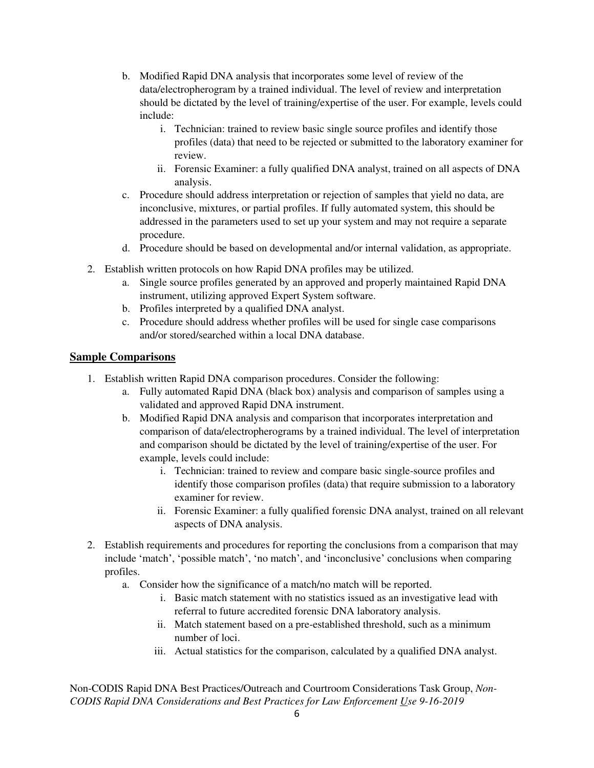b. Modified Rapid DNA analysis that incorporates some level of review of the data/electropherogram by a trained individual. The level of review and interpretation should be dictated by the level of training/expertise of the user. For example, levels could include:
      i. Technician: trained to review basic single source profiles and identify those profiles (data) that need to be rejected or submitted to the laboratory examiner for review.
      ii. Forensic Examiner: a fully qualified DNA analyst, trained on all aspects of DNA analysis.
   c. Procedure should address interpretation or rejection of samples that yield no data, are inconclusive, mixtures, or partial profiles. If fully automated system, this should be addressed in the parameters used to set up your system and may not require a separate procedure.
   d. Procedure should be based on developmental and/or internal validation, as appropriate.

2. Establish written protocols on how Rapid DNA profiles may be utilized.
   a. Single source profiles generated by an approved and properly maintained Rapid DNA instrument, utilizing approved Expert System software.
   b. Profiles interpreted by a qualified DNA analyst.
   c. Procedure should address whether profiles will be used for single case comparisons and/or stored/searched within a local DNA database.

## Sample Comparisons

1. Establish written Rapid DNA comparison procedures. Consider the following:
   a. Fully automated Rapid DNA (black box) analysis and comparison of samples using a validated and approved Rapid DNA instrument.
   b. Modified Rapid DNA analysis and comparison that incorporates interpretation and comparison of data/electropherograms by a trained individual. The level of interpretation and comparison should be dictated by the level of training/expertise of the user. For example, levels could include:
      i. Technician: trained to review and compare basic single-source profiles and identify those comparison profiles (data) that require submission to a laboratory examiner for review.
      ii. Forensic Examiner: a fully qualified forensic DNA analyst, trained on all relevant aspects of DNA analysis.

2. Establish requirements and procedures for reporting the conclusions from a comparison that may include 'match', 'possible match', 'no match', and 'inconclusive' conclusions when comparing profiles.
   a. Consider how the significance of a match/no match will be reported.
      i. Basic match statement with no statistics issued as an investigative lead with referral to future accredited forensic DNA laboratory analysis.
      ii. Match statement based on a pre-established threshold, such as a minimum number of loci.
      iii. Actual statistics for the comparison, calculated by a qualified DNA analyst.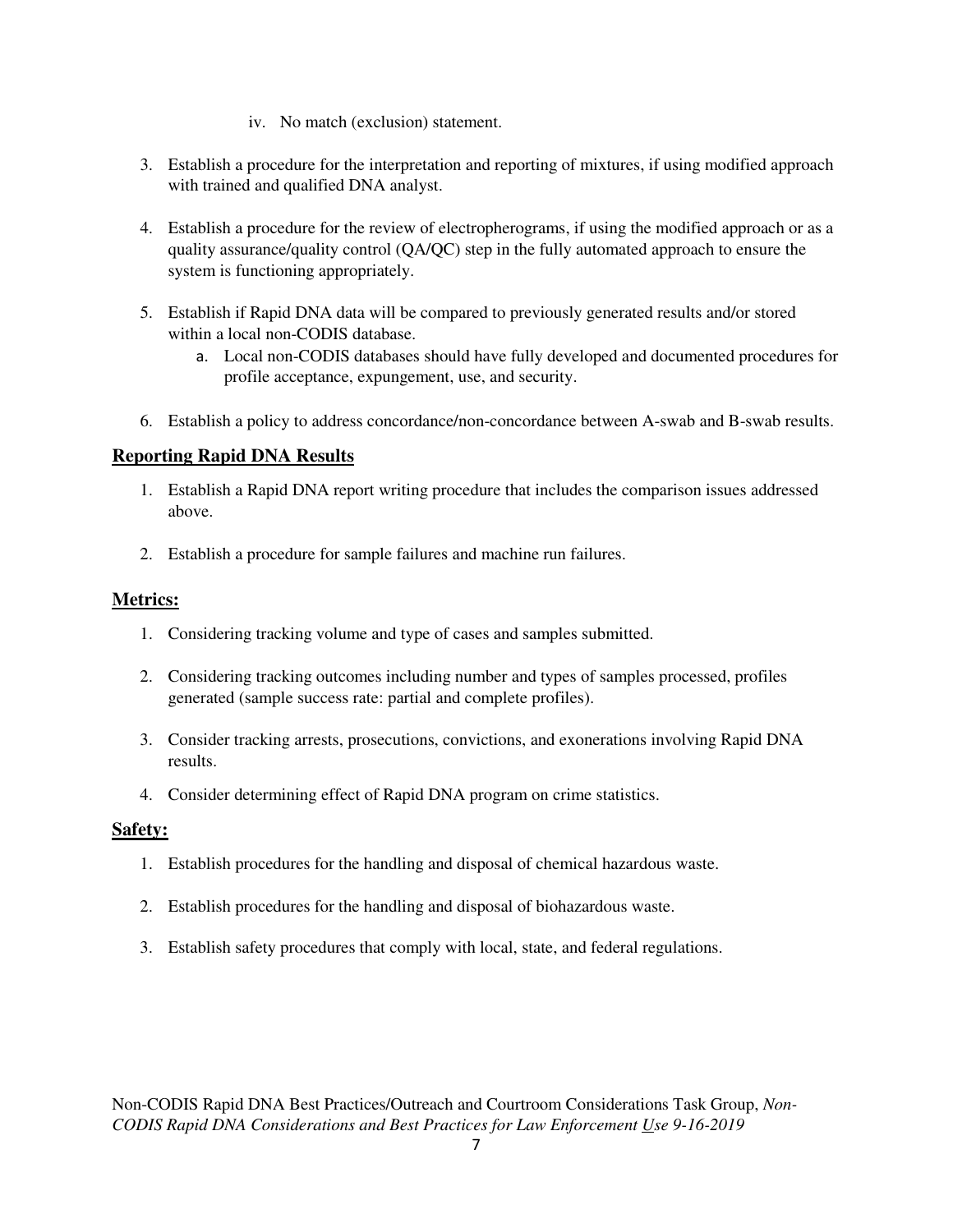iv. No match (exclusion) statement.

3. Establish a procedure for the interpretation and reporting of mixtures, if using modified approach with trained and qualified DNA analyst.

4. Establish a procedure for the review of electropherograms, if using the modified approach or as a quality assurance/quality control (QA/QC) step in the fully automated approach to ensure the system is functioning appropriately.

5. Establish if Rapid DNA data will be compared to previously generated results and/or stored within a local non-CODIS database.
   a. Local non-CODIS databases should have fully developed and documented procedures for profile acceptance, expungement, use, and security.

6. Establish a policy to address concordance/non-concordance between A-swab and B-swab results.

## Reporting Rapid DNA Results

1. Establish a Rapid DNA report writing procedure that includes the comparison issues addressed above.

2. Establish a procedure for sample failures and machine run failures.

## Metrics:

1. Considering tracking volume and type of cases and samples submitted.

2. Considering tracking outcomes including number and types of samples processed, profiles generated (sample success rate: partial and complete profiles).

3. Consider tracking arrests, prosecutions, convictions, and exonerations involving Rapid DNA results.

4. Consider determining effect of Rapid DNA program on crime statistics.

## Safety:

1. Establish procedures for the handling and disposal of chemical hazardous waste.

2. Establish procedures for the handling and disposal of biohazardous waste.

3. Establish safety procedures that comply with local, state, and federal regulations.